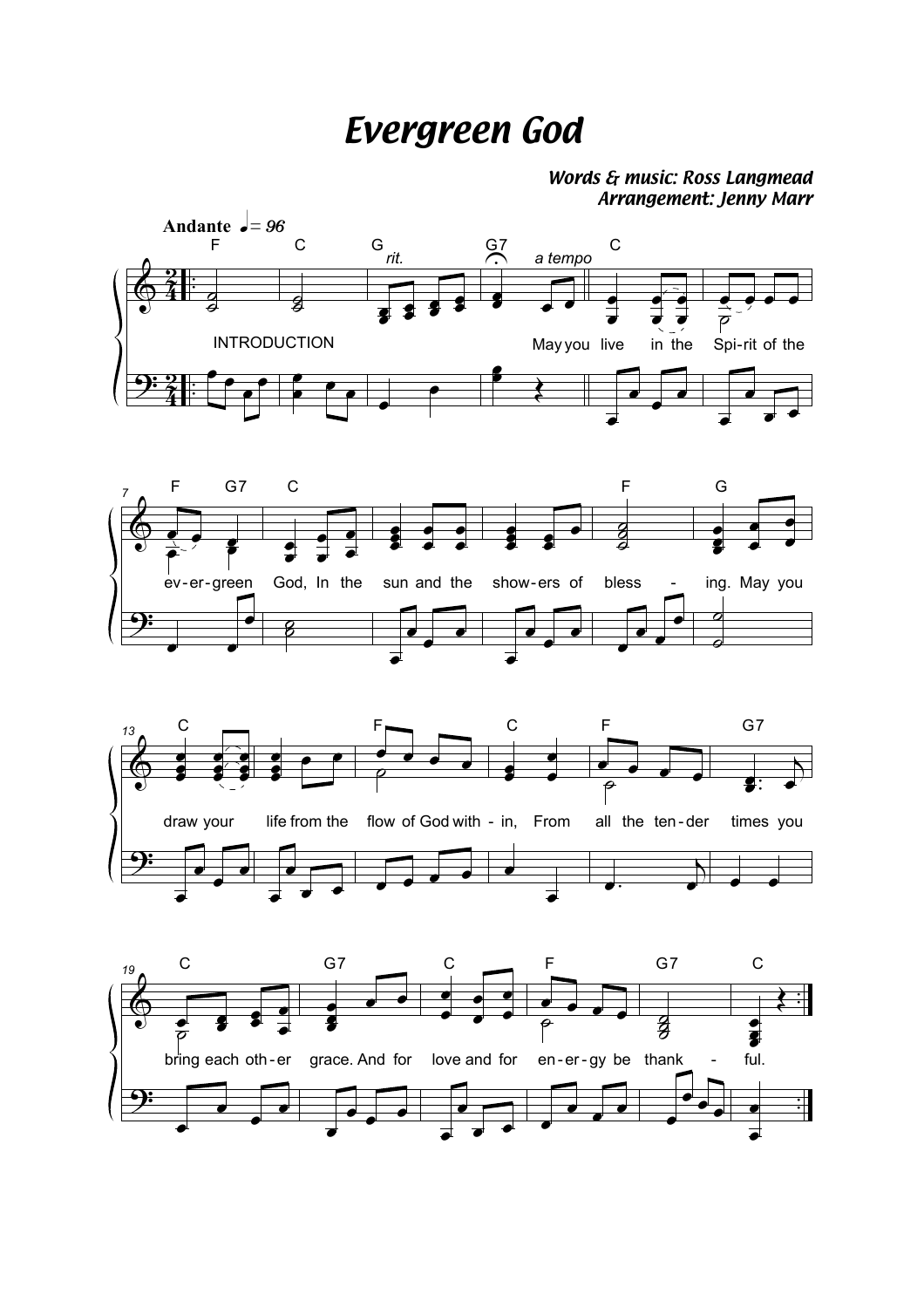# Evergreen God

***Words & music: Ross Langmead***
***Arrangement: Jenny Marr***

**Andante** ♩ = 96

INTRODUCTION

May you live in the Spi-rit of the ev-er-green God, In the sun and the show-ers of bless - ing. May you draw your life from the flow of God with - in, From all the ten-der times you bring each oth-er grace. And for love and for en-er-gy be thank - ful.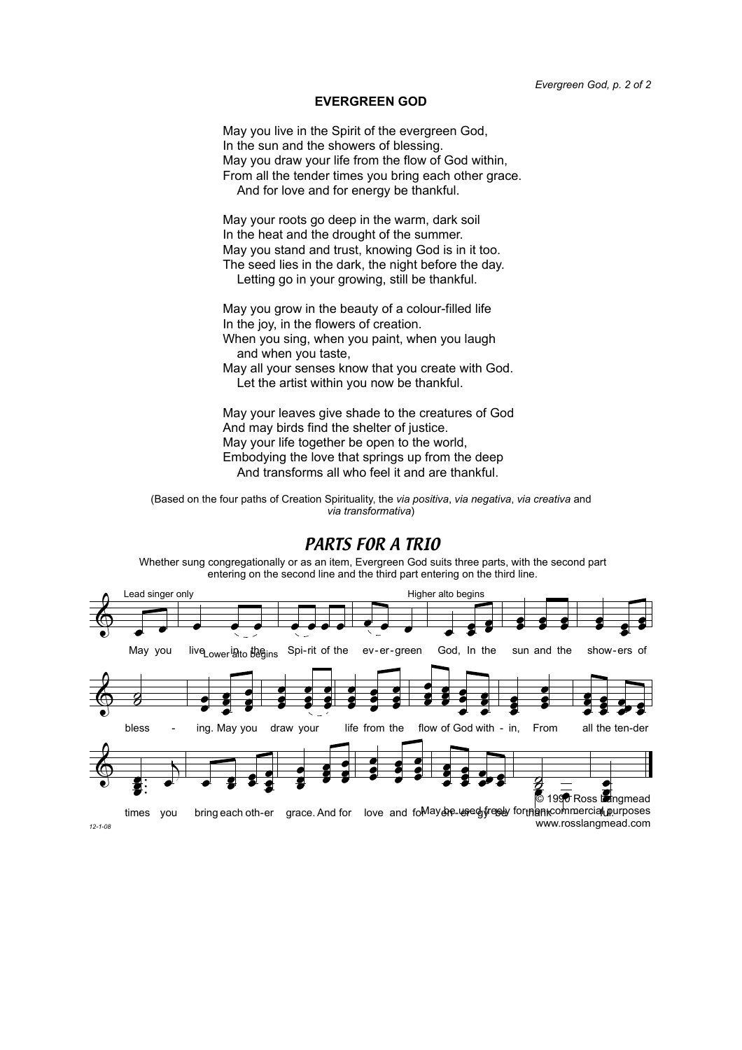## EVERGREEN GOD

May you live in the Spirit of the evergreen God,
In the sun and the showers of blessing.
May you draw your life from the flow of God within,
From all the tender times you bring each other grace.
And for love and for energy be thankful.

May your roots go deep in the warm, dark soil
In the heat and the drought of the summer.
May you stand and trust, knowing God is in it too.
The seed lies in the dark, the night before the day.
Letting go in your growing, still be thankful.

May you grow in the beauty of a colour-filled life
In the joy, in the flowers of creation.
When you sing, when you paint, when you laugh
and when you taste,
May all your senses know that you create with God.
Let the artist within you now be thankful.

May your leaves give shade to the creatures of God
And may birds find the shelter of justice.
May your life together be open to the world,
Embodying the love that springs up from the deep
And transforms all who feel it and are thankful.

(Based on the four paths of Creation Spirituality, the *via positiva*, *via negativa*, *via creativa* and *via transformativa*)

## PARTS FOR A TRIO

Whether sung congregationally or as an item, Evergreen God suits three parts, with the second part entering on the second line and the third part entering on the third line.

Lead singer only

Lower alto begins

Higher alto begins

May you live in the Spi-rit of the ev-er-green God, In the sun and the show-ers of bless - ing. May you draw your life from the flow of God with - in, From all the ten-der times you bring each oth-er grace. And for love and for en-er-gy be thank - ful.

© 1990 Ross Langmead
May be used freely for non-commercial purposes
www.rosslangmead.com

12-1-08